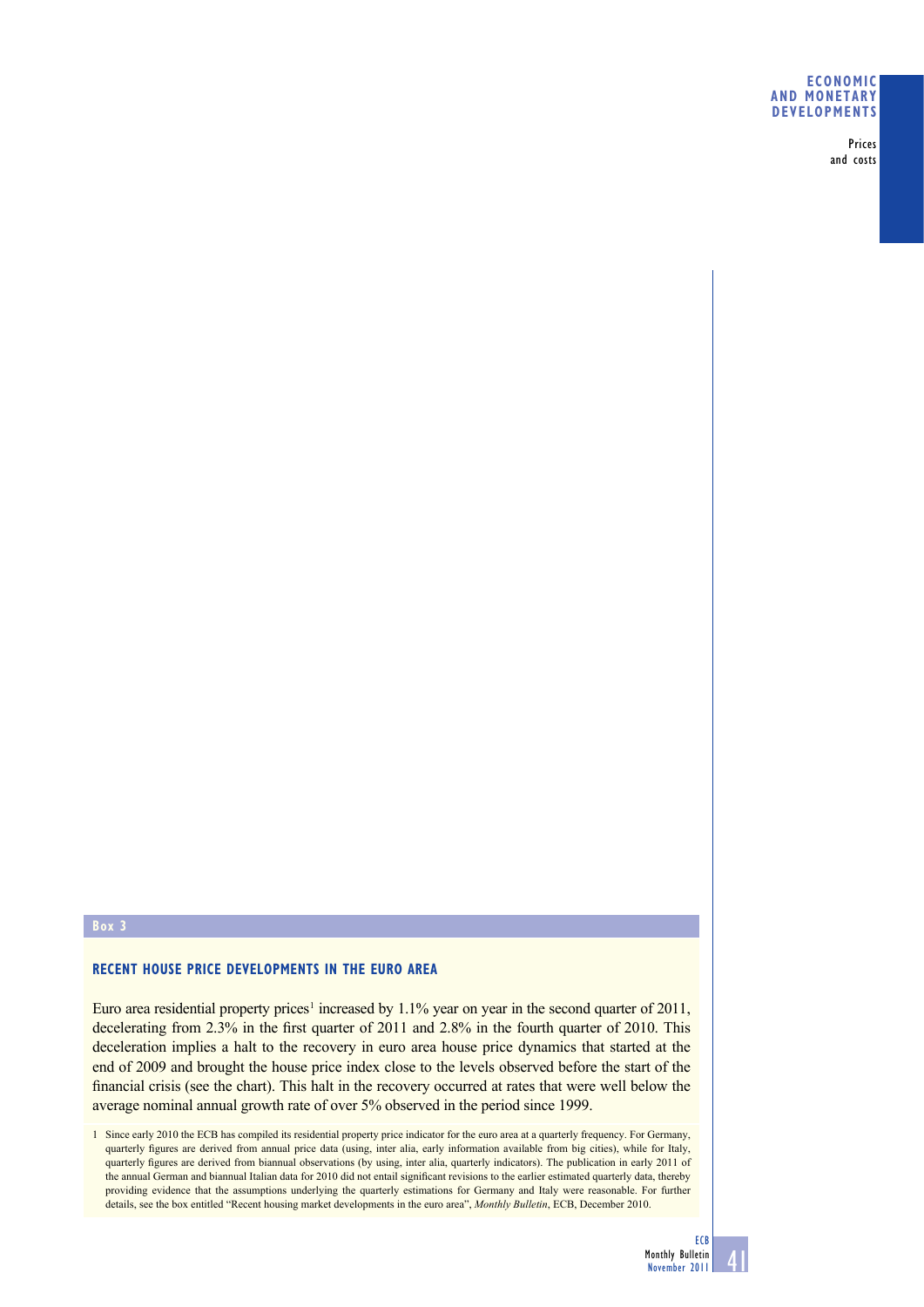## Box 3

### RECENT HOUSE PRICE DEVELOPMENTS IN THE EURO AREA

Euro area residential property prices[1] increased by 1.1% year on year in the second quarter of 2011, decelerating from 2.3% in the first quarter of 2011 and 2.8% in the fourth quarter of 2010. This deceleration implies a halt to the recovery in euro area house price dynamics that started at the end of 2009 and brought the house price index close to the levels observed before the start of the financial crisis (see the chart). This halt in the recovery occurred at rates that were well below the average nominal annual growth rate of over 5% observed in the period since 1999.

1 Since early 2010 the ECB has compiled its residential property price indicator for the euro area at a quarterly frequency. For Germany, quarterly figures are derived from annual price data (using, inter alia, early information available from big cities), while for Italy, quarterly figures are derived from biannual observations (by using, inter alia, quarterly indicators). The publication in early 2011 of the annual German and biannual Italian data for 2010 did not entail significant revisions to the earlier estimated quarterly data, thereby providing evidence that the assumptions underlying the quarterly estimations for Germany and Italy were reasonable. For further details, see the box entitled "Recent housing market developments in the euro area", *Monthly Bulletin*, ECB, December 2010.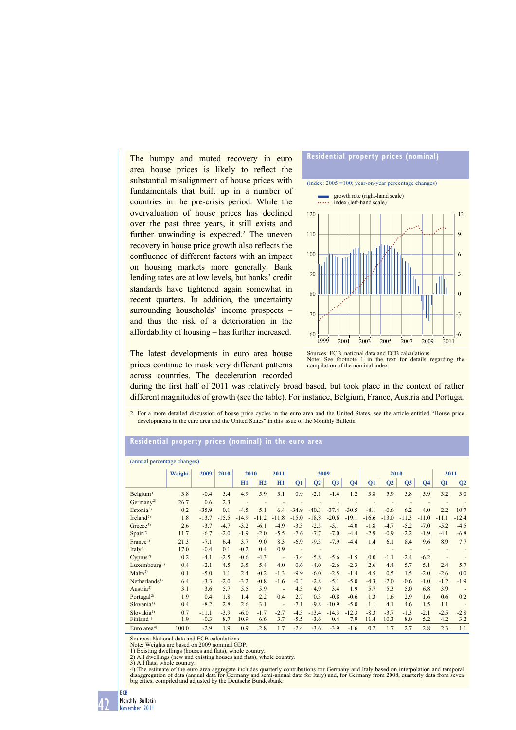The bumpy and muted recovery in euro area house prices is likely to reflect the substantial misalignment of house prices with fundamentals that built up in a number of countries in the pre-crisis period. While the overvaluation of house prices has declined over the past three years, it still exists and further unwinding is expected.[2] The uneven recovery in house price growth also reflects the confluence of different factors with an impact on housing markets more generally. Bank lending rates are at low levels, but banks' credit standards have tightened again somewhat in recent quarters. In addition, the uncertainty surrounding households' income prospects – and thus the risk of a deterioration in the affordability of housing – has further increased.

**Residential property prices (nominal)**

(index: 2005 =100; year-on-year percentage changes)

- growth rate (right-hand scale)
- index (left-hand scale)

Sources: ECB, national data and ECB calculations.
Note: See footnote 1 in the text for details regarding the compilation of the nominal index.

The latest developments in euro area house prices continue to mask very different patterns across countries. The deceleration recorded during the first half of 2011 was relatively broad based, but took place in the context of rather different magnitudes of growth (see the table). For instance, Belgium, France, Austria and Portugal

2 For a more detailed discussion of house price cycles in the euro area and the United States, see the article entitled "House price developments in the euro area and the United States" in this issue of the Monthly Bulletin.

**Residential property prices (nominal) in the euro area**

(annual percentage changes)

| | Weight | 2009 | 2010 | 2010 | | 2011 | 2009 | | | | 2010 | | | | 2011 | |
|---|---|---|---|---|---|---|---|---|---|---|---|---|---|---|---|---|
| | | | | H1 | H2 | H1 | Q1 | Q2 | Q3 | Q4 | Q1 | Q2 | Q3 | Q4 | Q1 | Q2 |
| Belgium[1)] | 3.8 | -0.4 | 5.4 | 4.9 | 5.9 | 3.1 | 0.9 | -2.1 | -1.4 | 1.2 | 3.8 | 5.9 | 5.8 | 5.9 | 3.2 | 3.0 |
| Germany[2)] | 26.7 | 0.6 | 2.3 | - | - | - | - | - | - | - | - | - | - | - | - | - |
| Estonia[3)] | 0.2 | -35.9 | 0.1 | -4.5 | 5.1 | 6.4 | -34.9 | -40.3 | -37.4 | -30.5 | -8.1 | -0.6 | 6.2 | 4.0 | 2.2 | 10.7 |
| Ireland[2)] | 1.8 | -13.7 | -15.5 | -14.9 | -11.2 | -11.8 | -15.0 | -18.8 | -20.6 | -19.1 | -16.6 | -13.0 | -11.3 | -11.0 | -11.1 | -12.4 |
| Greece[3)] | 2.6 | -3.7 | -4.7 | -3.2 | -6.1 | -4.9 | -3.3 | -2.5 | -5.1 | -4.0 | -1.8 | -4.7 | -5.2 | -7.0 | -5.2 | -4.5 |
| Spain[2)] | 11.7 | -6.7 | -2.0 | -1.9 | -2.0 | -5.5 | -7.6 | -7.7 | -7.0 | -4.4 | -2.9 | -0.9 | -2.2 | -1.9 | -4.1 | -6.8 |
| France[1)] | 21.3 | -7.1 | 6.4 | 3.7 | 9.0 | 8.3 | -6.9 | -9.3 | -7.9 | -4.4 | 1.4 | 6.1 | 8.4 | 9.6 | 8.9 | 7.7 |
| Italy[2)] | 17.0 | -0.4 | 0.1 | -0.2 | 0.4 | 0.9 | - | - | - | - | - | - | - | - | - | - |
| Cyprus[2)] | 0.2 | -4.1 | -2.5 | -0.6 | -4.3 | - | -3.4 | -5.8 | -5.6 | -1.5 | 0.0 | -1.1 | -2.4 | -6.2 | - | - |
| Luxembourg[3)] | 0.4 | -2.1 | 4.5 | 3.5 | 5.4 | 4.0 | 0.6 | -4.0 | -2.6 | -2.3 | 2.6 | 4.4 | 5.7 | 5.1 | 2.4 | 5.7 |
| Malta[2)] | 0.1 | -5.0 | 1.1 | 2.4 | -0.2 | -1.3 | -9.9 | -6.0 | -2.5 | -1.4 | 4.5 | 0.5 | 1.5 | -2.0 | -2.6 | 0.0 |
| Netherlands[1)] | 6.4 | -3.3 | -2.0 | -3.2 | -0.8 | -1.6 | -0.3 | -2.8 | -5.1 | -5.0 | -4.3 | -2.0 | -0.6 | -1.0 | -1.2 | -1.9 |
| Austria[2)] | 3.1 | 3.6 | 5.7 | 5.5 | 5.9 | - | 4.3 | 4.9 | 3.4 | 1.9 | 5.7 | 5.3 | 5.0 | 6.8 | 3.9 | - |
| Portugal[2)] | 1.9 | 0.4 | 1.8 | 1.4 | 2.2 | 0.4 | 2.7 | 0.3 | -0.8 | -0.6 | 1.3 | 1.6 | 2.9 | 1.6 | 0.6 | 0.2 |
| Slovenia[1)] | 0.4 | -8.2 | 2.8 | 2.6 | 3.1 | - | -7.1 | -9.8 | -10.9 | -5.0 | 1.1 | 4.1 | 4.6 | 1.5 | 1.1 | - |
| Slovakia[1)] | 0.7 | -11.1 | -3.9 | -6.0 | -1.7 | -2.7 | -4.3 | -13.4 | -14.3 | -12.3 | -8.3 | -3.7 | -1.3 | -2.1 | -2.5 | -2.8 |
| Finland[1)] | 1.9 | -0.3 | 8.7 | 10.9 | 6.6 | 3.7 | -5.5 | -3.6 | 0.4 | 7.9 | 11.4 | 10.3 | 8.0 | 5.2 | 4.2 | 3.2 |
| Euro area[4)] | 100.0 | -2.9 | 1.9 | 0.9 | 2.8 | 1.7 | -2.4 | -3.6 | -3.9 | -1.6 | 0.2 | 1.7 | 2.7 | 2.8 | 2.3 | 1.1 |

Sources: National data and ECB calculations.
Note: Weights are based on 2009 nominal GDP.
1) Existing dwellings (houses and flats), whole country.
2) All dwellings (new and existing houses and flats), whole country.
3) All flats, whole country.
4) The estimate of the euro area aggregate includes quarterly contributions for Germany and Italy based on interpolation and temporal disaggregation of data (annual data for Germany and semi-annual data for Italy) and, for Germany from 2008, quarterly data from seven big cities, compiled and adjusted by the Deutsche Bundesbank.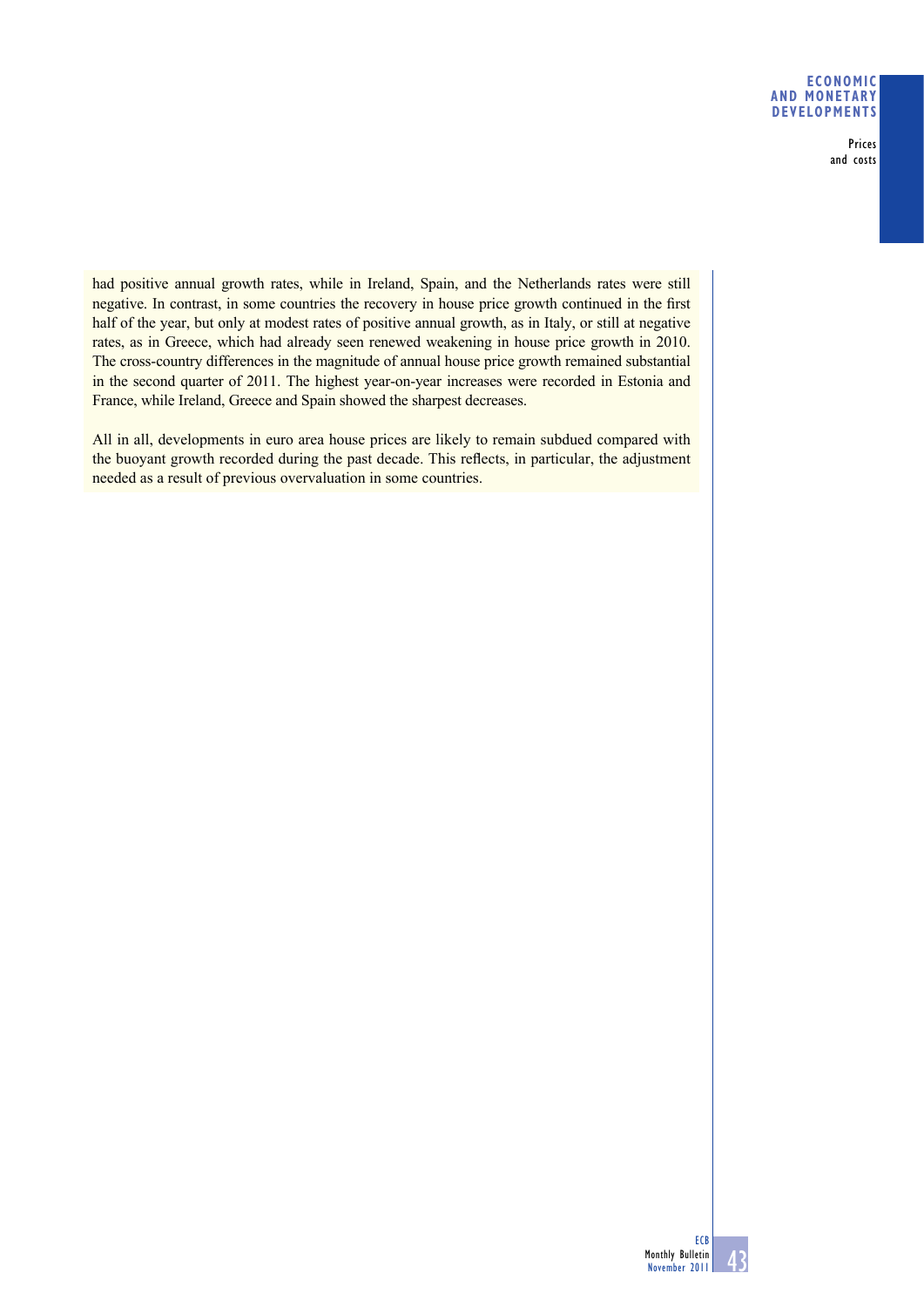had positive annual growth rates, while in Ireland, Spain, and the Netherlands rates were still negative. In contrast, in some countries the recovery in house price growth continued in the first half of the year, but only at modest rates of positive annual growth, as in Italy, or still at negative rates, as in Greece, which had already seen renewed weakening in house price growth in 2010. The cross-country differences in the magnitude of annual house price growth remained substantial in the second quarter of 2011. The highest year-on-year increases were recorded in Estonia and France, while Ireland, Greece and Spain showed the sharpest decreases.

All in all, developments in euro area house prices are likely to remain subdued compared with the buoyant growth recorded during the past decade. This reflects, in particular, the adjustment needed as a result of previous overvaluation in some countries.